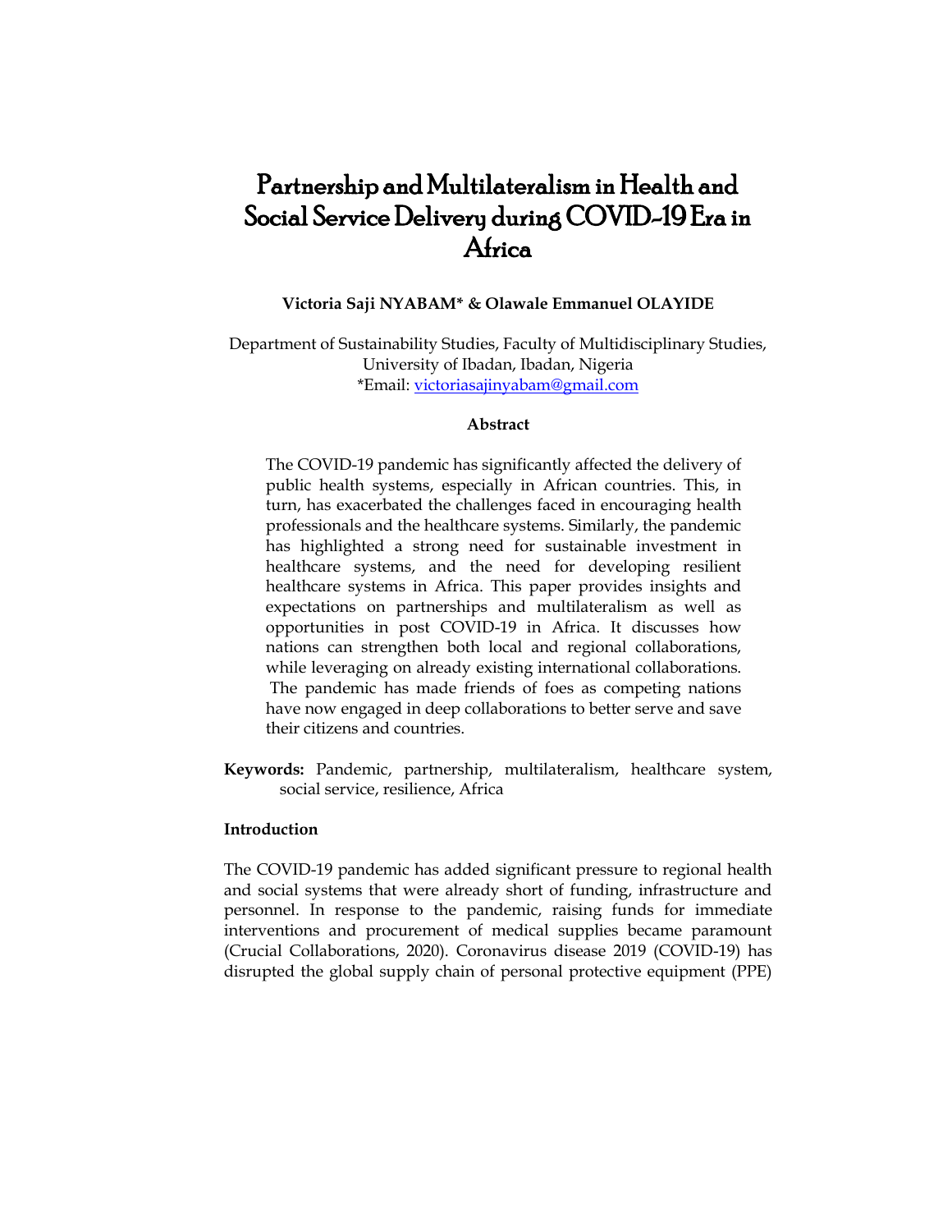# Partnership and Multilateralism in Health and Social Service Delivery during COVID-19 Era in Africa

**Victoria Saji NYABAM* & Olawale Emmanuel OLAYIDE**

Department of Sustainability Studies, Faculty of Multidisciplinary Studies, University of Ibadan, Ibadan, Nigeria
*Email: victoriasajinyabam@gmail.com

## Abstract

The COVID-19 pandemic has significantly affected the delivery of public health systems, especially in African countries. This, in turn, has exacerbated the challenges faced in encouraging health professionals and the healthcare systems. Similarly, the pandemic has highlighted a strong need for sustainable investment in healthcare systems, and the need for developing resilient healthcare systems in Africa. This paper provides insights and expectations on partnerships and multilateralism as well as opportunities in post COVID-19 in Africa. It discusses how nations can strengthen both local and regional collaborations, while leveraging on already existing international collaborations. The pandemic has made friends of foes as competing nations have now engaged in deep collaborations to better serve and save their citizens and countries.

**Keywords:** Pandemic, partnership, multilateralism, healthcare system, social service, resilience, Africa

## Introduction

The COVID-19 pandemic has added significant pressure to regional health and social systems that were already short of funding, infrastructure and personnel. In response to the pandemic, raising funds for immediate interventions and procurement of medical supplies became paramount (Crucial Collaborations, 2020). Coronavirus disease 2019 (COVID-19) has disrupted the global supply chain of personal protective equipment (PPE)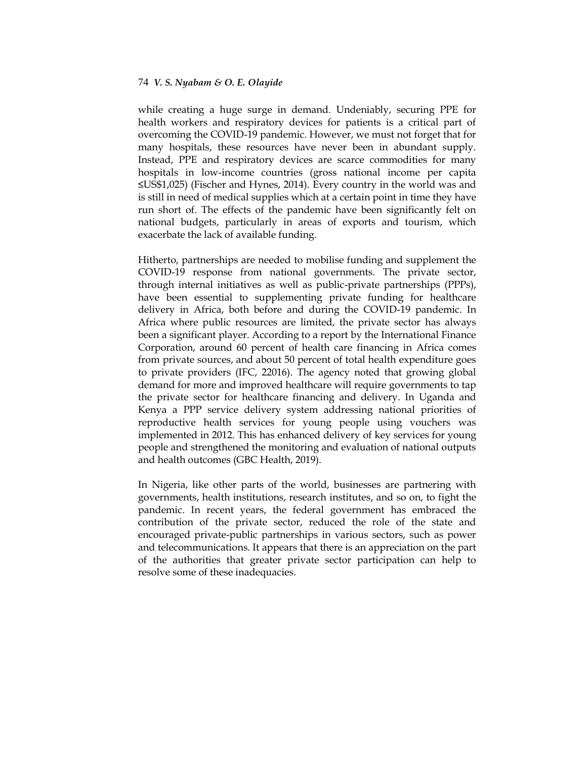while creating a huge surge in demand. Undeniably, securing PPE for health workers and respiratory devices for patients is a critical part of overcoming the COVID-19 pandemic. However, we must not forget that for many hospitals, these resources have never been in abundant supply. Instead, PPE and respiratory devices are scarce commodities for many hospitals in low-income countries (gross national income per capita ≤US$1,025) (Fischer and Hynes, 2014). Every country in the world was and is still in need of medical supplies which at a certain point in time they have run short of. The effects of the pandemic have been significantly felt on national budgets, particularly in areas of exports and tourism, which exacerbate the lack of available funding.

Hitherto, partnerships are needed to mobilise funding and supplement the COVID-19 response from national governments. The private sector, through internal initiatives as well as public-private partnerships (PPPs), have been essential to supplementing private funding for healthcare delivery in Africa, both before and during the COVID-19 pandemic. In Africa where public resources are limited, the private sector has always been a significant player. According to a report by the International Finance Corporation, around 60 percent of health care financing in Africa comes from private sources, and about 50 percent of total health expenditure goes to private providers (IFC, 22016). The agency noted that growing global demand for more and improved healthcare will require governments to tap the private sector for healthcare financing and delivery. In Uganda and Kenya a PPP service delivery system addressing national priorities of reproductive health services for young people using vouchers was implemented in 2012. This has enhanced delivery of key services for young people and strengthened the monitoring and evaluation of national outputs and health outcomes (GBC Health, 2019).

In Nigeria, like other parts of the world, businesses are partnering with governments, health institutions, research institutes, and so on, to fight the pandemic. In recent years, the federal government has embraced the contribution of the private sector, reduced the role of the state and encouraged private-public partnerships in various sectors, such as power and telecommunications. It appears that there is an appreciation on the part of the authorities that greater private sector participation can help to resolve some of these inadequacies.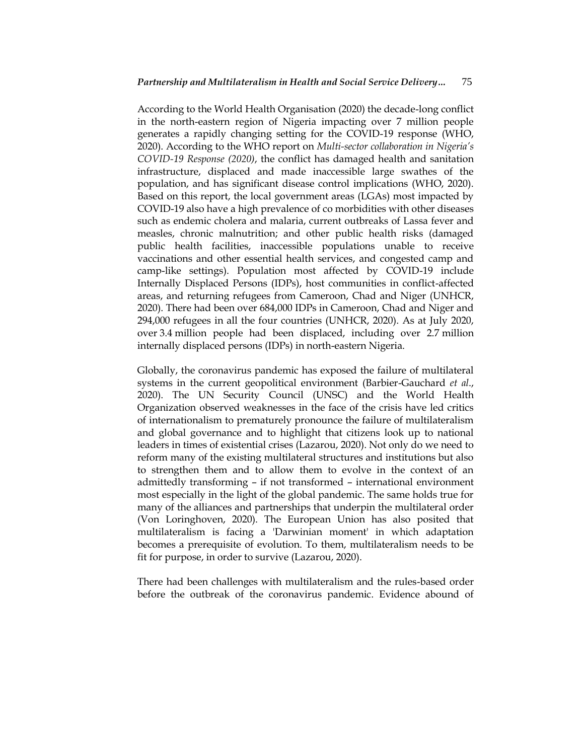According to the World Health Organisation (2020) the decade-long conflict in the north-eastern region of Nigeria impacting over 7 million people generates a rapidly changing setting for the COVID-19 response (WHO, 2020). According to the WHO report on *Multi-sector collaboration in Nigeria's COVID-19 Response (2020)*, the conflict has damaged health and sanitation infrastructure, displaced and made inaccessible large swathes of the population, and has significant disease control implications (WHO, 2020). Based on this report, the local government areas (LGAs) most impacted by COVID-19 also have a high prevalence of co morbidities with other diseases such as endemic cholera and malaria, current outbreaks of Lassa fever and measles, chronic malnutrition; and other public health risks (damaged public health facilities, inaccessible populations unable to receive vaccinations and other essential health services, and congested camp and camp-like settings). Population most affected by COVID-19 include Internally Displaced Persons (IDPs), host communities in conflict-affected areas, and returning refugees from Cameroon, Chad and Niger (UNHCR, 2020). There had been over 684,000 IDPs in Cameroon, Chad and Niger and 294,000 refugees in all the four countries (UNHCR, 2020). As at July 2020, over 3.4 million people had been displaced, including over 2.7 million internally displaced persons (IDPs) in north-eastern Nigeria.

Globally, the coronavirus pandemic has exposed the failure of multilateral systems in the current geopolitical environment (Barbier-Gauchard *et al*., 2020). The UN Security Council (UNSC) and the World Health Organization observed weaknesses in the face of the crisis have led critics of internationalism to prematurely pronounce the failure of multilateralism and global governance and to highlight that citizens look up to national leaders in times of existential crises (Lazarou, 2020). Not only do we need to reform many of the existing multilateral structures and institutions but also to strengthen them and to allow them to evolve in the context of an admittedly transforming – if not transformed – international environment most especially in the light of the global pandemic. The same holds true for many of the alliances and partnerships that underpin the multilateral order (Von Loringhoven, 2020). The European Union has also posited that multilateralism is facing a 'Darwinian moment' in which adaptation becomes a prerequisite of evolution. To them, multilateralism needs to be fit for purpose, in order to survive (Lazarou, 2020).

There had been challenges with multilateralism and the rules-based order before the outbreak of the coronavirus pandemic. Evidence abound of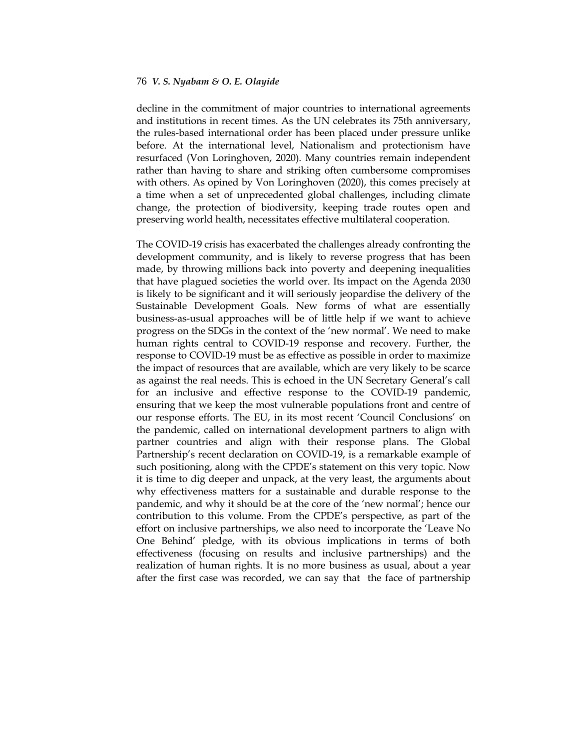decline in the commitment of major countries to international agreements and institutions in recent times. As the UN celebrates its 75th anniversary, the rules-based international order has been placed under pressure unlike before. At the international level, Nationalism and protectionism have resurfaced (Von Loringhoven, 2020). Many countries remain independent rather than having to share and striking often cumbersome compromises with others. As opined by Von Loringhoven (2020), this comes precisely at a time when a set of unprecedented global challenges, including climate change, the protection of biodiversity, keeping trade routes open and preserving world health, necessitates effective multilateral cooperation.

The COVID-19 crisis has exacerbated the challenges already confronting the development community, and is likely to reverse progress that has been made, by throwing millions back into poverty and deepening inequalities that have plagued societies the world over. Its impact on the Agenda 2030 is likely to be significant and it will seriously jeopardise the delivery of the Sustainable Development Goals. New forms of what are essentially business-as-usual approaches will be of little help if we want to achieve progress on the SDGs in the context of the 'new normal'. We need to make human rights central to COVID-19 response and recovery. Further, the response to COVID-19 must be as effective as possible in order to maximize the impact of resources that are available, which are very likely to be scarce as against the real needs. This is echoed in the UN Secretary General's call for an inclusive and effective response to the COVID-19 pandemic, ensuring that we keep the most vulnerable populations front and centre of our response efforts. The EU, in its most recent 'Council Conclusions' on the pandemic, called on international development partners to align with partner countries and align with their response plans. The Global Partnership's recent declaration on COVID-19, is a remarkable example of such positioning, along with the CPDE's statement on this very topic. Now it is time to dig deeper and unpack, at the very least, the arguments about why effectiveness matters for a sustainable and durable response to the pandemic, and why it should be at the core of the 'new normal'; hence our contribution to this volume. From the CPDE's perspective, as part of the effort on inclusive partnerships, we also need to incorporate the 'Leave No One Behind' pledge, with its obvious implications in terms of both effectiveness (focusing on results and inclusive partnerships) and the realization of human rights. It is no more business as usual, about a year after the first case was recorded, we can say that the face of partnership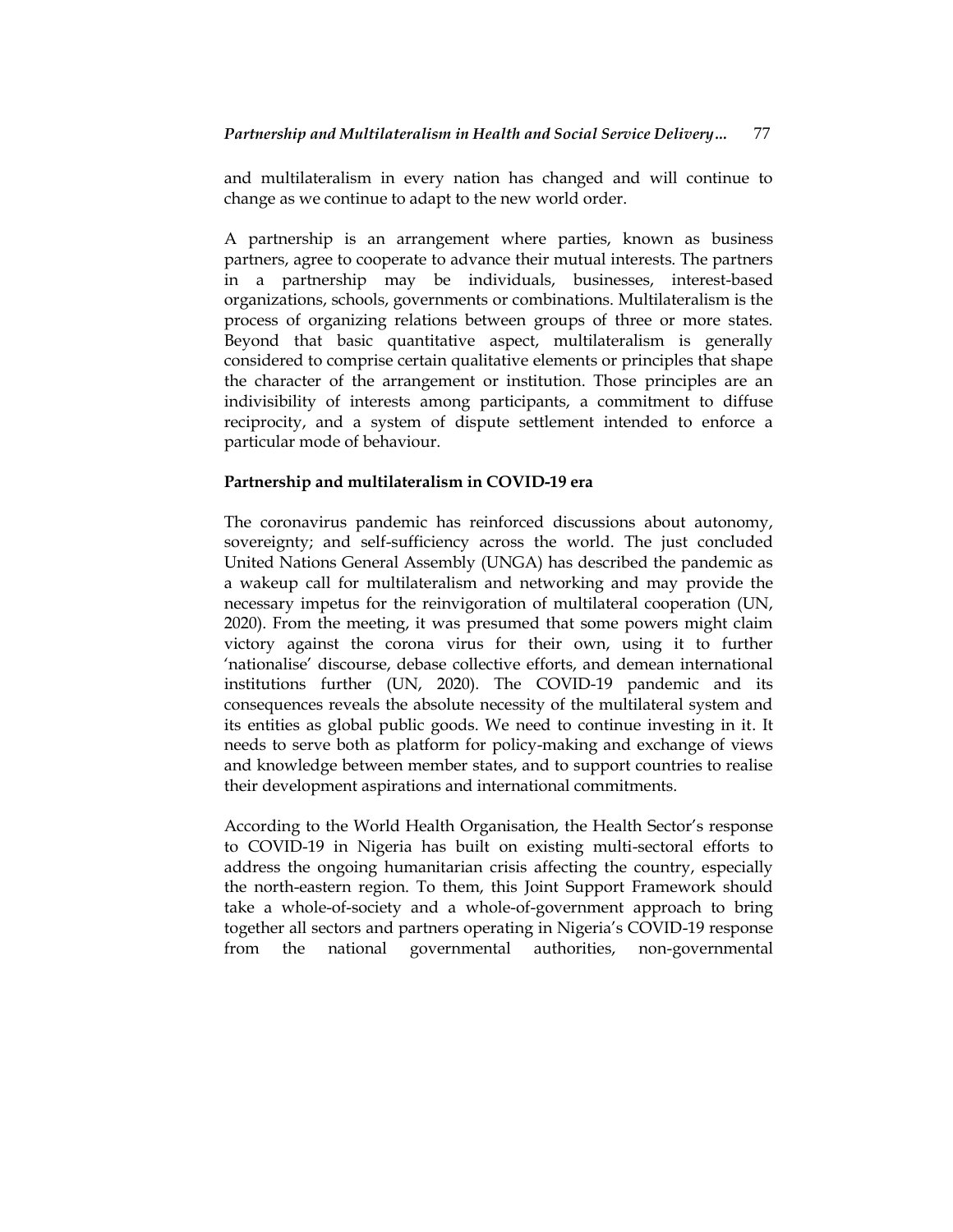and multilateralism in every nation has changed and will continue to change as we continue to adapt to the new world order.

A partnership is an arrangement where parties, known as business partners, agree to cooperate to advance their mutual interests. The partners in a partnership may be individuals, businesses, interest-based organizations, schools, governments or combinations. Multilateralism is the process of organizing relations between groups of three or more states. Beyond that basic quantitative aspect, multilateralism is generally considered to comprise certain qualitative elements or principles that shape the character of the arrangement or institution. Those principles are an indivisibility of interests among participants, a commitment to diffuse reciprocity, and a system of dispute settlement intended to enforce a particular mode of behaviour.

**Partnership and multilateralism in COVID-19 era**

The coronavirus pandemic has reinforced discussions about autonomy, sovereignty; and self-sufficiency across the world. The just concluded United Nations General Assembly (UNGA) has described the pandemic as a wakeup call for multilateralism and networking and may provide the necessary impetus for the reinvigoration of multilateral cooperation (UN, 2020). From the meeting, it was presumed that some powers might claim victory against the corona virus for their own, using it to further 'nationalise' discourse, debase collective efforts, and demean international institutions further (UN, 2020). The COVID-19 pandemic and its consequences reveals the absolute necessity of the multilateral system and its entities as global public goods. We need to continue investing in it. It needs to serve both as platform for policy-making and exchange of views and knowledge between member states, and to support countries to realise their development aspirations and international commitments.

According to the World Health Organisation, the Health Sector's response to COVID-19 in Nigeria has built on existing multi-sectoral efforts to address the ongoing humanitarian crisis affecting the country, especially the north-eastern region. To them, this Joint Support Framework should take a whole-of-society and a whole-of-government approach to bring together all sectors and partners operating in Nigeria's COVID-19 response from the national governmental authorities, non-governmental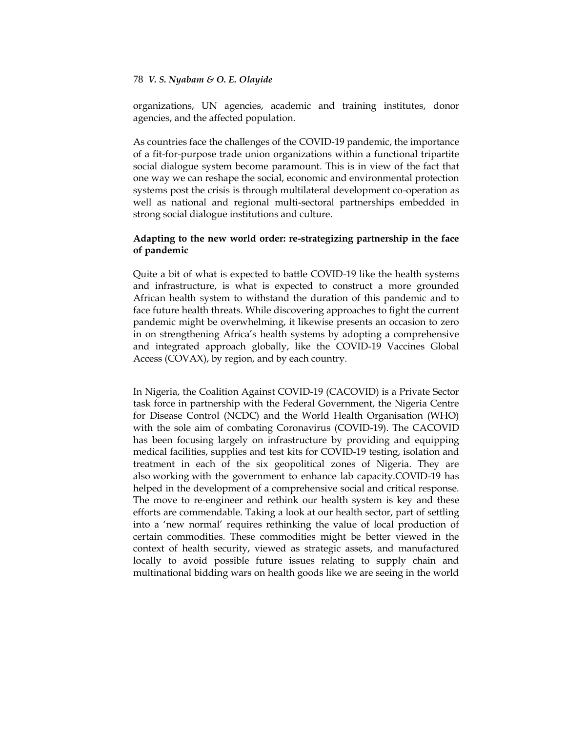organizations, UN agencies, academic and training institutes, donor agencies, and the affected population.

As countries face the challenges of the COVID-19 pandemic, the importance of a fit-for-purpose trade union organizations within a functional tripartite social dialogue system become paramount. This is in view of the fact that one way we can reshape the social, economic and environmental protection systems post the crisis is through multilateral development co-operation as well as national and regional multi-sectoral partnerships embedded in strong social dialogue institutions and culture.

**Adapting to the new world order: re-strategizing partnership in the face of pandemic**

Quite a bit of what is expected to battle COVID-19 like the health systems and infrastructure, is what is expected to construct a more grounded African health system to withstand the duration of this pandemic and to face future health threats. While discovering approaches to fight the current pandemic might be overwhelming, it likewise presents an occasion to zero in on strengthening Africa's health systems by adopting a comprehensive and integrated approach globally, like the COVID-19 Vaccines Global Access (COVAX), by region, and by each country.

In Nigeria, the Coalition Against COVID-19 (CACOVID) is a Private Sector task force in partnership with the Federal Government, the Nigeria Centre for Disease Control (NCDC) and the World Health Organisation (WHO) with the sole aim of combating Coronavirus (COVID-19). The CACOVID has been focusing largely on infrastructure by providing and equipping medical facilities, supplies and test kits for COVID-19 testing, isolation and treatment in each of the six geopolitical zones of Nigeria. They are also working with the government to enhance lab capacity.COVID-19 has helped in the development of a comprehensive social and critical response. The move to re-engineer and rethink our health system is key and these efforts are commendable. Taking a look at our health sector, part of settling into a 'new normal' requires rethinking the value of local production of certain commodities. These commodities might be better viewed in the context of health security, viewed as strategic assets, and manufactured locally to avoid possible future issues relating to supply chain and multinational bidding wars on health goods like we are seeing in the world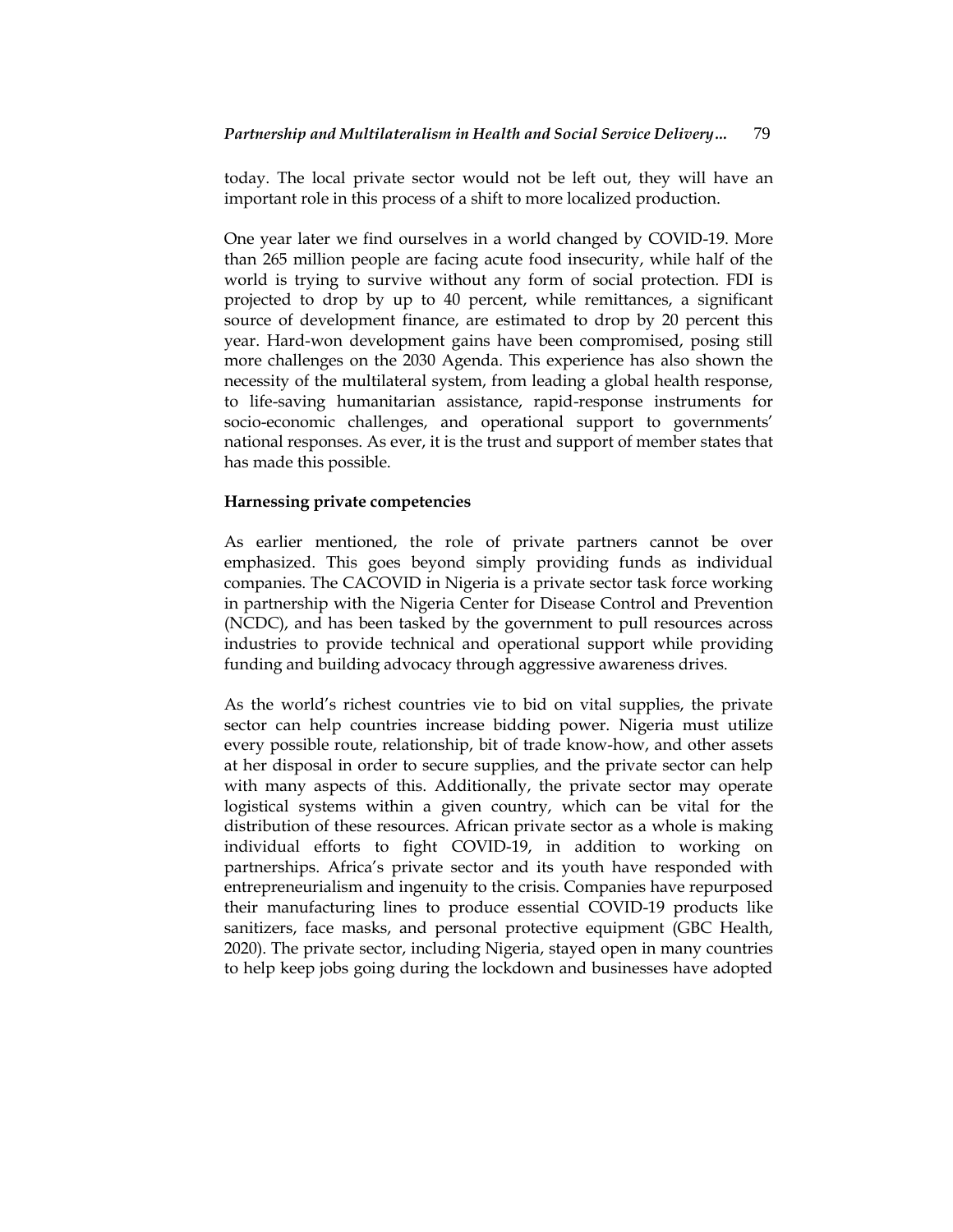today. The local private sector would not be left out, they will have an important role in this process of a shift to more localized production.

One year later we find ourselves in a world changed by COVID-19. More than 265 million people are facing acute food insecurity, while half of the world is trying to survive without any form of social protection. FDI is projected to drop by up to 40 percent, while remittances, a significant source of development finance, are estimated to drop by 20 percent this year. Hard-won development gains have been compromised, posing still more challenges on the 2030 Agenda. This experience has also shown the necessity of the multilateral system, from leading a global health response, to life-saving humanitarian assistance, rapid-response instruments for socio-economic challenges, and operational support to governments' national responses. As ever, it is the trust and support of member states that has made this possible.

**Harnessing private competencies**

As earlier mentioned, the role of private partners cannot be over emphasized. This goes beyond simply providing funds as individual companies. The CACOVID in Nigeria is a private sector task force working in partnership with the Nigeria Center for Disease Control and Prevention (NCDC), and has been tasked by the government to pull resources across industries to provide technical and operational support while providing funding and building advocacy through aggressive awareness drives.

As the world's richest countries vie to bid on vital supplies, the private sector can help countries increase bidding power. Nigeria must utilize every possible route, relationship, bit of trade know-how, and other assets at her disposal in order to secure supplies, and the private sector can help with many aspects of this. Additionally, the private sector may operate logistical systems within a given country, which can be vital for the distribution of these resources. African private sector as a whole is making individual efforts to fight COVID-19, in addition to working on partnerships. Africa's private sector and its youth have responded with entrepreneurialism and ingenuity to the crisis. Companies have repurposed their manufacturing lines to produce essential COVID-19 products like sanitizers, face masks, and personal protective equipment (GBC Health, 2020). The private sector, including Nigeria, stayed open in many countries to help keep jobs going during the lockdown and businesses have adopted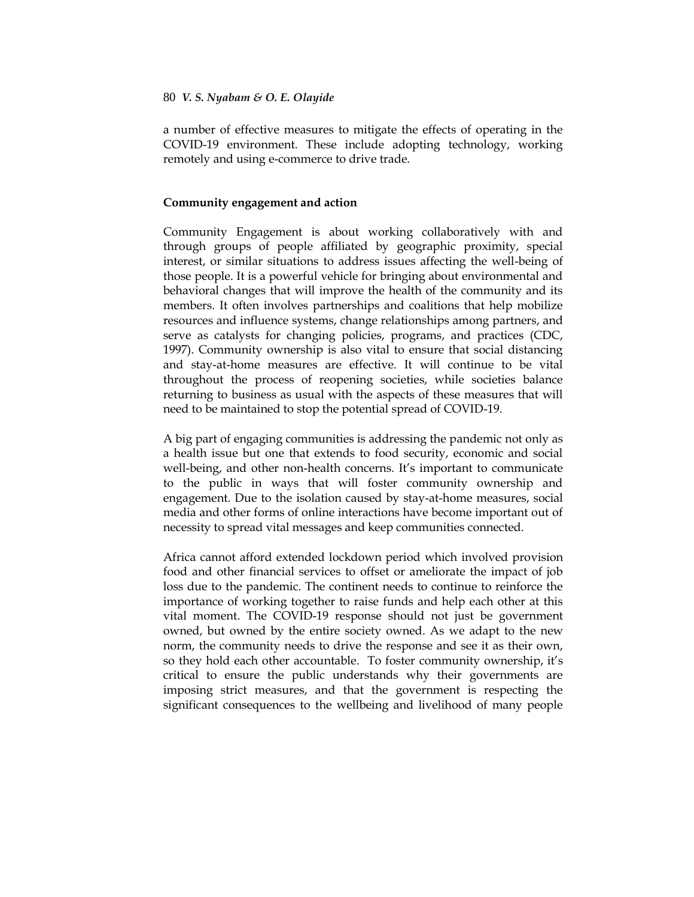a number of effective measures to mitigate the effects of operating in the COVID-19 environment. These include adopting technology, working remotely and using e-commerce to drive trade.

## Community engagement and action

Community Engagement is about working collaboratively with and through groups of people affiliated by geographic proximity, special interest, or similar situations to address issues affecting the well-being of those people. It is a powerful vehicle for bringing about environmental and behavioral changes that will improve the health of the community and its members. It often involves partnerships and coalitions that help mobilize resources and influence systems, change relationships among partners, and serve as catalysts for changing policies, programs, and practices (CDC, 1997). Community ownership is also vital to ensure that social distancing and stay-at-home measures are effective. It will continue to be vital throughout the process of reopening societies, while societies balance returning to business as usual with the aspects of these measures that will need to be maintained to stop the potential spread of COVID-19.

A big part of engaging communities is addressing the pandemic not only as a health issue but one that extends to food security, economic and social well-being, and other non-health concerns. It's important to communicate to the public in ways that will foster community ownership and engagement. Due to the isolation caused by stay-at-home measures, social media and other forms of online interactions have become important out of necessity to spread vital messages and keep communities connected.

Africa cannot afford extended lockdown period which involved provision food and other financial services to offset or ameliorate the impact of job loss due to the pandemic. The continent needs to continue to reinforce the importance of working together to raise funds and help each other at this vital moment. The COVID-19 response should not just be government owned, but owned by the entire society owned. As we adapt to the new norm, the community needs to drive the response and see it as their own, so they hold each other accountable. To foster community ownership, it's critical to ensure the public understands why their governments are imposing strict measures, and that the government is respecting the significant consequences to the wellbeing and livelihood of many people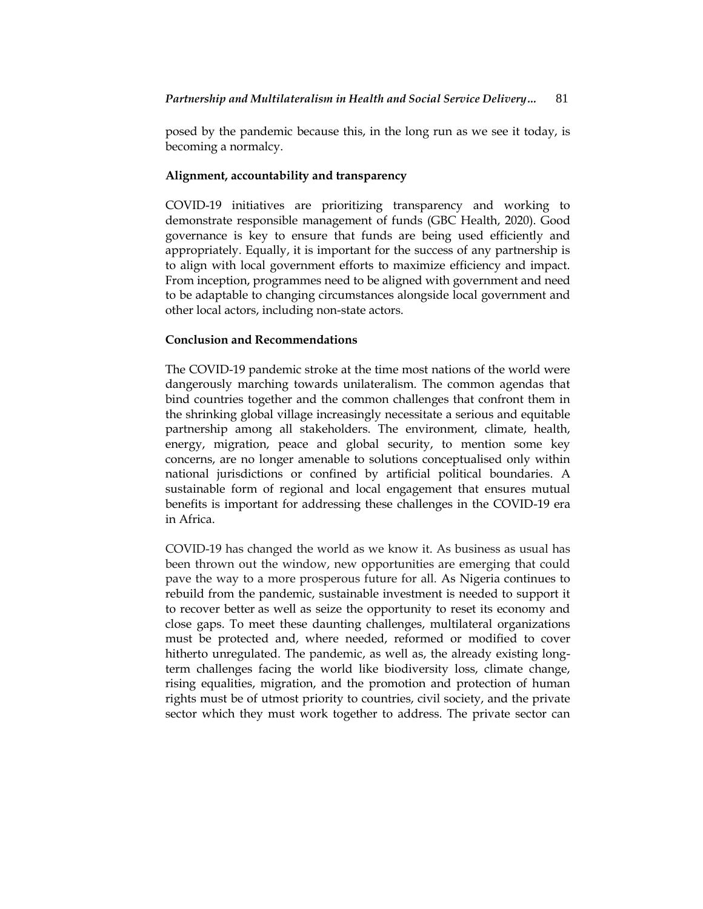posed by the pandemic because this, in the long run as we see it today, is becoming a normalcy.

### Alignment, accountability and transparency

COVID-19 initiatives are prioritizing transparency and working to demonstrate responsible management of funds (GBC Health, 2020). Good governance is key to ensure that funds are being used efficiently and appropriately. Equally, it is important for the success of any partnership is to align with local government efforts to maximize efficiency and impact. From inception, programmes need to be aligned with government and need to be adaptable to changing circumstances alongside local government and other local actors, including non-state actors.

## Conclusion and Recommendations

The COVID-19 pandemic stroke at the time most nations of the world were dangerously marching towards unilateralism. The common agendas that bind countries together and the common challenges that confront them in the shrinking global village increasingly necessitate a serious and equitable partnership among all stakeholders. The environment, climate, health, energy, migration, peace and global security, to mention some key concerns, are no longer amenable to solutions conceptualised only within national jurisdictions or confined by artificial political boundaries. A sustainable form of regional and local engagement that ensures mutual benefits is important for addressing these challenges in the COVID-19 era in Africa.

COVID-19 has changed the world as we know it. As business as usual has been thrown out the window, new opportunities are emerging that could pave the way to a more prosperous future for all. As Nigeria continues to rebuild from the pandemic, sustainable investment is needed to support it to recover better as well as seize the opportunity to reset its economy and close gaps. To meet these daunting challenges, multilateral organizations must be protected and, where needed, reformed or modified to cover hitherto unregulated. The pandemic, as well as, the already existing long-term challenges facing the world like biodiversity loss, climate change, rising equalities, migration, and the promotion and protection of human rights must be of utmost priority to countries, civil society, and the private sector which they must work together to address. The private sector can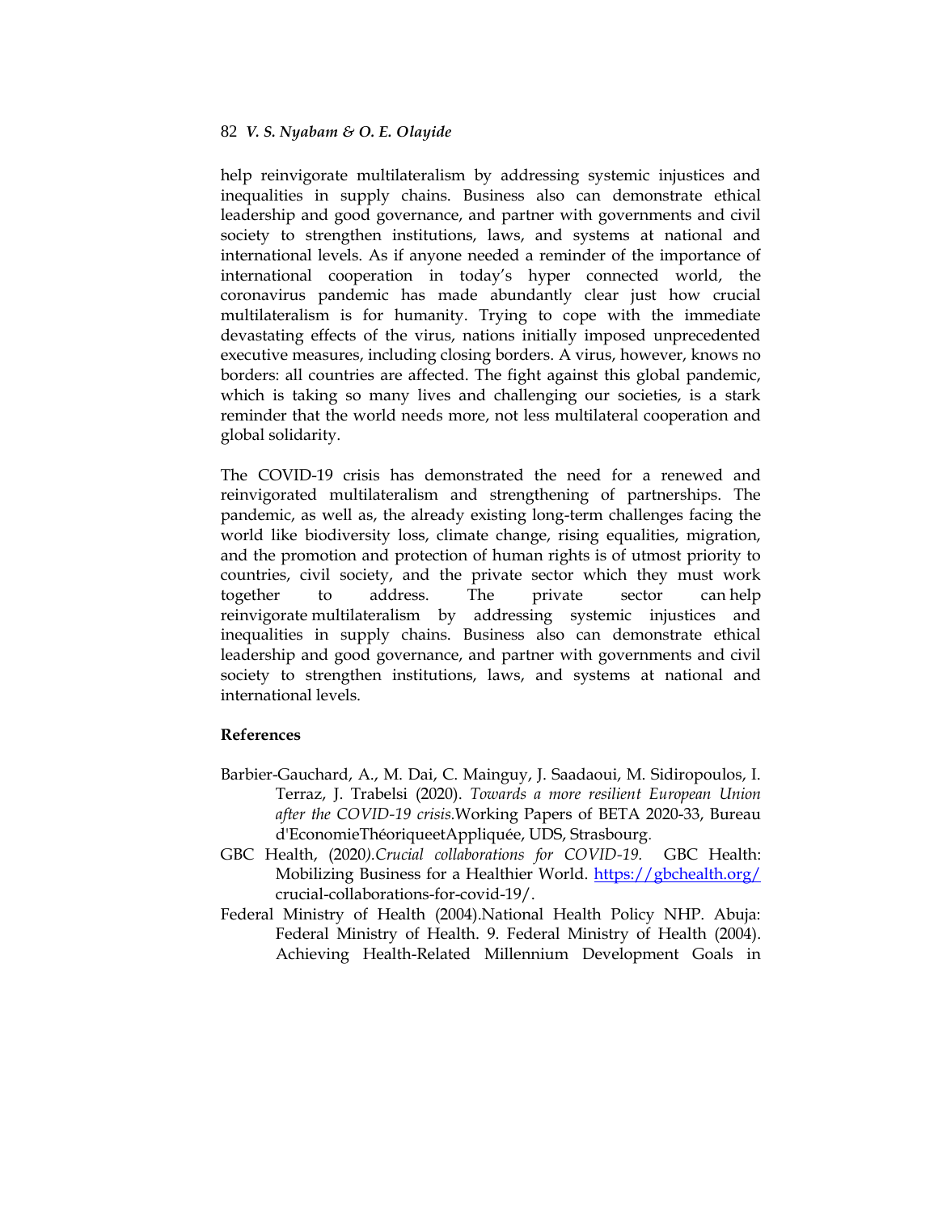help reinvigorate multilateralism by addressing systemic injustices and inequalities in supply chains. Business also can demonstrate ethical leadership and good governance, and partner with governments and civil society to strengthen institutions, laws, and systems at national and international levels. As if anyone needed a reminder of the importance of international cooperation in today's hyper connected world, the coronavirus pandemic has made abundantly clear just how crucial multilateralism is for humanity. Trying to cope with the immediate devastating effects of the virus, nations initially imposed unprecedented executive measures, including closing borders. A virus, however, knows no borders: all countries are affected. The fight against this global pandemic, which is taking so many lives and challenging our societies, is a stark reminder that the world needs more, not less multilateral cooperation and global solidarity.

The COVID-19 crisis has demonstrated the need for a renewed and reinvigorated multilateralism and strengthening of partnerships. The pandemic, as well as, the already existing long-term challenges facing the world like biodiversity loss, climate change, rising equalities, migration, and the promotion and protection of human rights is of utmost priority to countries, civil society, and the private sector which they must work together to address. The private sector can help reinvigorate multilateralism by addressing systemic injustices and inequalities in supply chains. Business also can demonstrate ethical leadership and good governance, and partner with governments and civil society to strengthen institutions, laws, and systems at national and international levels.

**References**

Barbier-Gauchard, A., M. Dai, C. Mainguy, J. Saadaoui, M. Sidiropoulos, I. Terraz, J. Trabelsi (2020). *Towards a more resilient European Union after the COVID-19 crisis.*Working Papers of BETA 2020-33, Bureau d'EconomieThéoriqueetAppliquée, UDS, Strasbourg.

GBC Health, (2020*).Crucial collaborations for COVID-19.* GBC Health: Mobilizing Business for a Healthier World. https://gbchealth.org/crucial-collaborations-for-covid-19/.

Federal Ministry of Health (2004).National Health Policy NHP. Abuja: Federal Ministry of Health. 9. Federal Ministry of Health (2004). Achieving Health-Related Millennium Development Goals in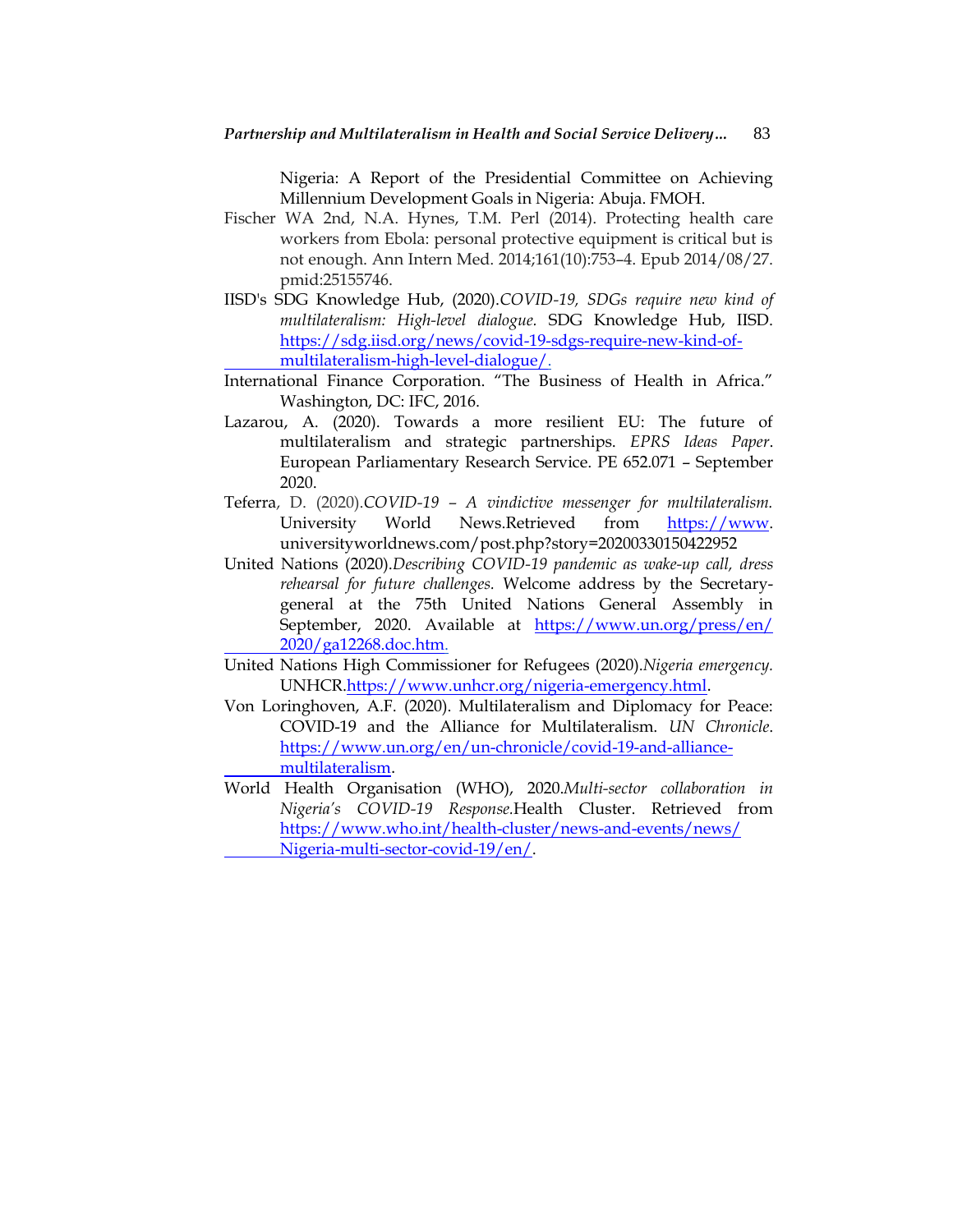Nigeria: A Report of the Presidential Committee on Achieving Millennium Development Goals in Nigeria: Abuja. FMOH.

Fischer WA 2nd, N.A. Hynes, T.M. Perl (2014). Protecting health care workers from Ebola: personal protective equipment is critical but is not enough. Ann Intern Med. 2014;161(10):753–4. Epub 2014/08/27. pmid:25155746.

IISD's SDG Knowledge Hub, (2020).*COVID-19, SDGs require new kind of multilateralism: High-level dialogue.* SDG Knowledge Hub, IISD. https://sdg.iisd.org/news/covid-19-sdgs-require-new-kind-of-multilateralism-high-level-dialogue/.

International Finance Corporation. "The Business of Health in Africa." Washington, DC: IFC, 2016.

Lazarou, A. (2020). Towards a more resilient EU: The future of multilateralism and strategic partnerships. *EPRS Ideas Paper*. European Parliamentary Research Service. PE 652.071 – September 2020.

Teferra, D. (2020).*COVID-19 – A vindictive messenger for multilateralism.* University World News.Retrieved from https://www.universityworldnews.com/post.php?story=20200330150422952

United Nations (2020).*Describing COVID-19 pandemic as wake-up call, dress rehearsal for future challenges.* Welcome address by the Secretary-general at the 75th United Nations General Assembly in September, 2020. Available at https://www.un.org/press/en/2020/ga12268.doc.htm.

United Nations High Commissioner for Refugees (2020).*Nigeria emergency.* UNHCR.https://www.unhcr.org/nigeria-emergency.html.

Von Loringhoven, A.F. (2020). Multilateralism and Diplomacy for Peace: COVID-19 and the Alliance for Multilateralism. *UN Chronicle*. https://www.un.org/en/un-chronicle/covid-19-and-alliance-multilateralism.

World Health Organisation (WHO), 2020.*Multi-sector collaboration in Nigeria's COVID-19 Response.*Health Cluster. Retrieved from https://www.who.int/health-cluster/news-and-events/news/Nigeria-multi-sector-covid-19/en/.